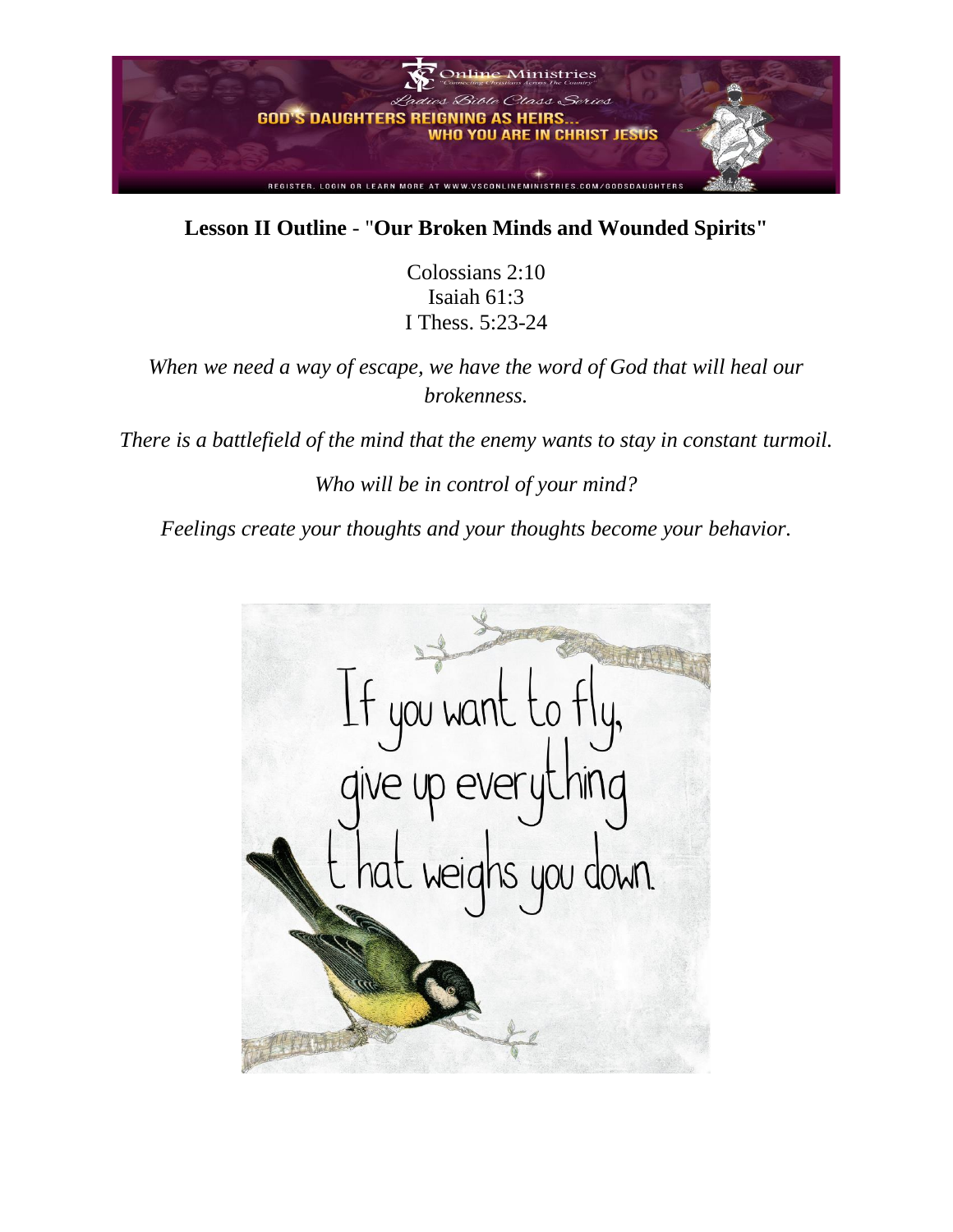**Lesson II Outline** - "**Our Broken Minds and Wounded Spirits"**

Colossians 2:10
Isaiah 61:3
I Thess. 5:23-24

*When we need a way of escape, we have the word of God that will heal our brokenness.*

*There is a battlefield of the mind that the enemy wants to stay in constant turmoil.*

*Who will be in control of your mind?*

*Feelings create your thoughts and your thoughts become your behavior.*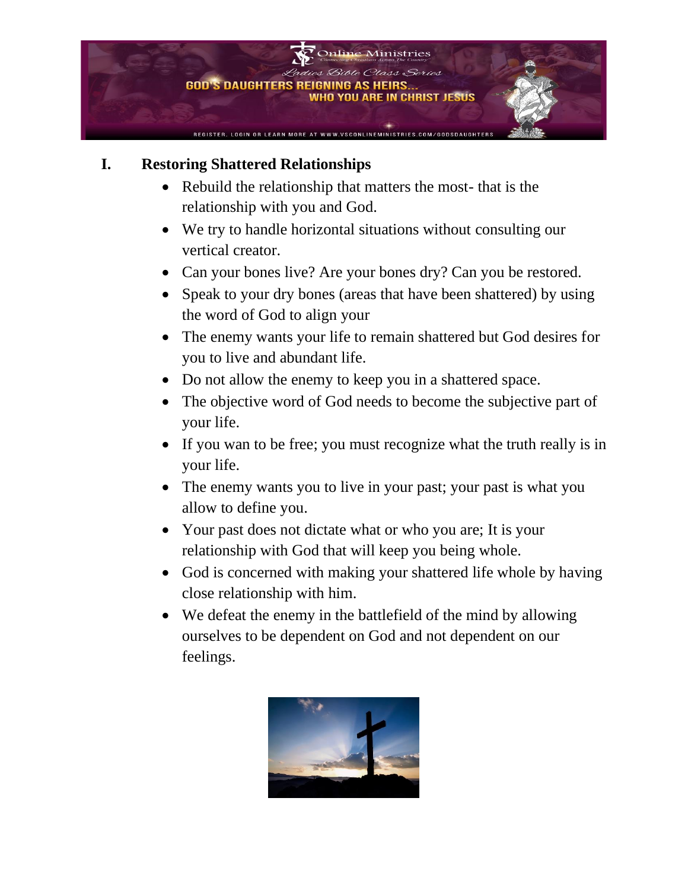## I. Restoring Shattered Relationships

- Rebuild the relationship that matters the most- that is the relationship with you and God.
- We try to handle horizontal situations without consulting our vertical creator.
- Can your bones live? Are your bones dry? Can you be restored.
- Speak to your dry bones (areas that have been shattered) by using the word of God to align your
- The enemy wants your life to remain shattered but God desires for you to live and abundant life.
- Do not allow the enemy to keep you in a shattered space.
- The objective word of God needs to become the subjective part of your life.
- If you wan to be free; you must recognize what the truth really is in your life.
- The enemy wants you to live in your past; your past is what you allow to define you.
- Your past does not dictate what or who you are; It is your relationship with God that will keep you being whole.
- God is concerned with making your shattered life whole by having close relationship with him.
- We defeat the enemy in the battlefield of the mind by allowing ourselves to be dependent on God and not dependent on our feelings.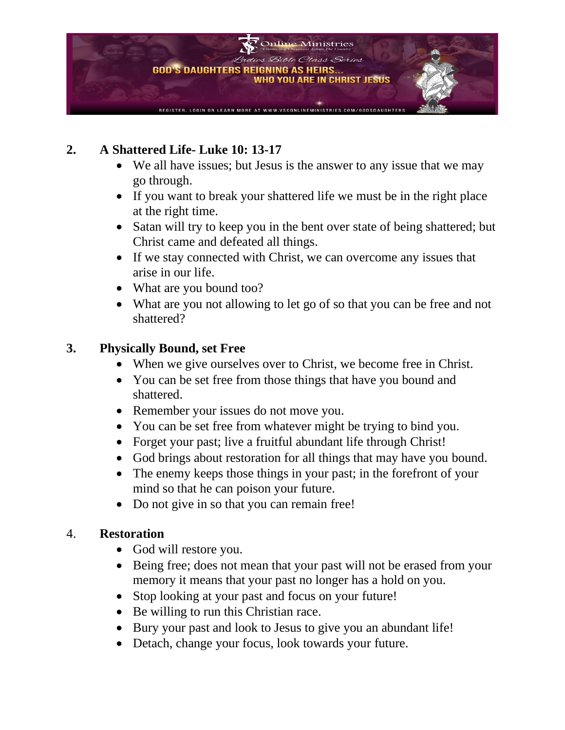**2. A Shattered Life- Luke 10: 13-17**

- We all have issues; but Jesus is the answer to any issue that we may go through.
- If you want to break your shattered life we must be in the right place at the right time.
- Satan will try to keep you in the bent over state of being shattered; but Christ came and defeated all things.
- If we stay connected with Christ, we can overcome any issues that arise in our life.
- What are you bound too?
- What are you not allowing to let go of so that you can be free and not shattered?

**3. Physically Bound, set Free**

- When we give ourselves over to Christ, we become free in Christ.
- You can be set free from those things that have you bound and shattered.
- Remember your issues do not move you.
- You can be set free from whatever might be trying to bind you.
- Forget your past; live a fruitful abundant life through Christ!
- God brings about restoration for all things that may have you bound.
- The enemy keeps those things in your past; in the forefront of your mind so that he can poison your future.
- Do not give in so that you can remain free!

4. **Restoration**

- God will restore you.
- Being free; does not mean that your past will not be erased from your memory it means that your past no longer has a hold on you.
- Stop looking at your past and focus on your future!
- Be willing to run this Christian race.
- Bury your past and look to Jesus to give you an abundant life!
- Detach, change your focus, look towards your future.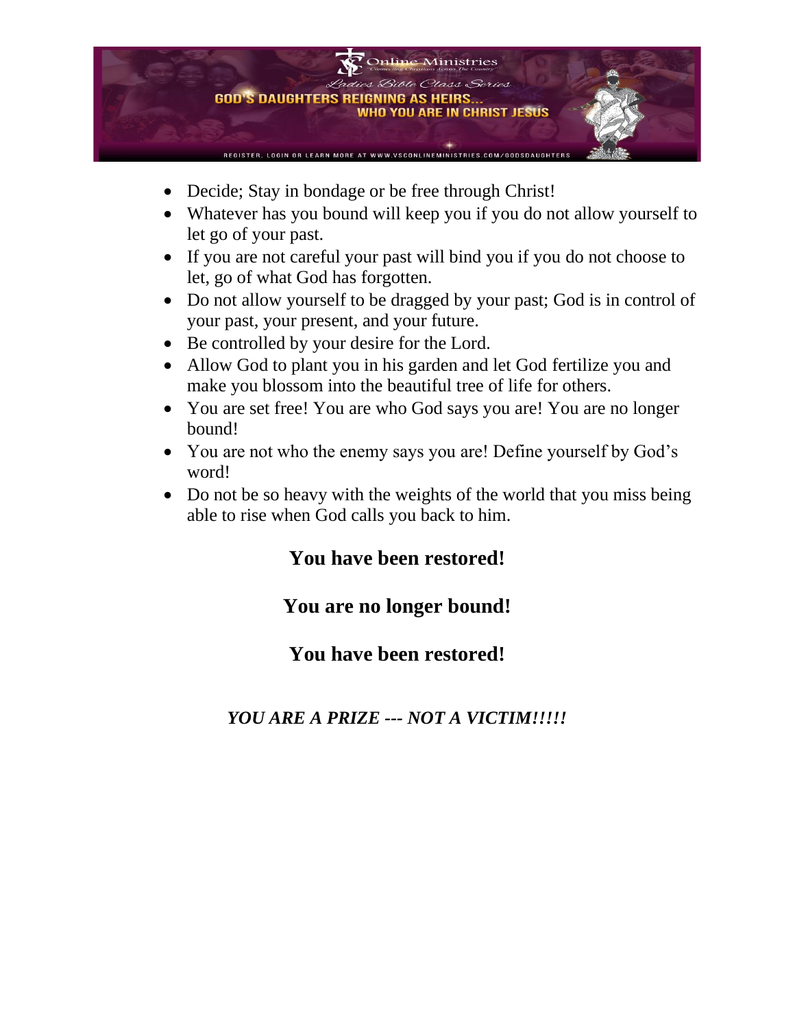- Decide; Stay in bondage or be free through Christ!
- Whatever has you bound will keep you if you do not allow yourself to let go of your past.
- If you are not careful your past will bind you if you do not choose to let, go of what God has forgotten.
- Do not allow yourself to be dragged by your past; God is in control of your past, your present, and your future.
- Be controlled by your desire for the Lord.
- Allow God to plant you in his garden and let God fertilize you and make you blossom into the beautiful tree of life for others.
- You are set free! You are who God says you are! You are no longer bound!
- You are not who the enemy says you are! Define yourself by God's word!
- Do not be so heavy with the weights of the world that you miss being able to rise when God calls you back to him.

**You have been restored!**

**You are no longer bound!**

**You have been restored!**

***YOU ARE A PRIZE --- NOT A VICTIM!!!!!***